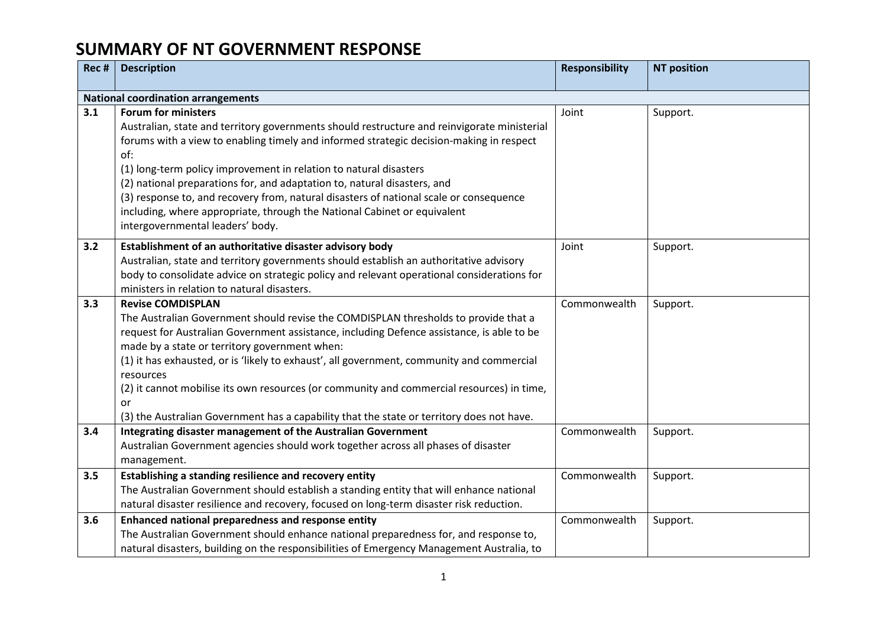# SUMMARY OF NT GOVERNMENT RESPONSE

| Rec # | Description | Responsibility | NT position |
|---|---|---|---|
| **National coordination arrangements** | | | |
| 3.1 | **Forum for ministers**<br>Australian, state and territory governments should restructure and reinvigorate ministerial forums with a view to enabling timely and informed strategic decision-making in respect of:<br>(1) long-term policy improvement in relation to natural disasters<br>(2) national preparations for, and adaptation to, natural disasters, and<br>(3) response to, and recovery from, natural disasters of national scale or consequence including, where appropriate, through the National Cabinet or equivalent intergovernmental leaders' body. | Joint | Support. |
| 3.2 | **Establishment of an authoritative disaster advisory body**<br>Australian, state and territory governments should establish an authoritative advisory body to consolidate advice on strategic policy and relevant operational considerations for ministers in relation to natural disasters. | Joint | Support. |
| 3.3 | **Revise COMDISPLAN**<br>The Australian Government should revise the COMDISPLAN thresholds to provide that a request for Australian Government assistance, including Defence assistance, is able to be made by a state or territory government when:<br>(1) it has exhausted, or is 'likely to exhaust', all government, community and commercial resources<br>(2) it cannot mobilise its own resources (or community and commercial resources) in time, or<br>(3) the Australian Government has a capability that the state or territory does not have. | Commonwealth | Support. |
| 3.4 | **Integrating disaster management of the Australian Government**<br>Australian Government agencies should work together across all phases of disaster management. | Commonwealth | Support. |
| 3.5 | **Establishing a standing resilience and recovery entity**<br>The Australian Government should establish a standing entity that will enhance national natural disaster resilience and recovery, focused on long-term disaster risk reduction. | Commonwealth | Support. |
| 3.6 | **Enhanced national preparedness and response entity**<br>The Australian Government should enhance national preparedness for, and response to, natural disasters, building on the responsibilities of Emergency Management Australia, to | Commonwealth | Support. |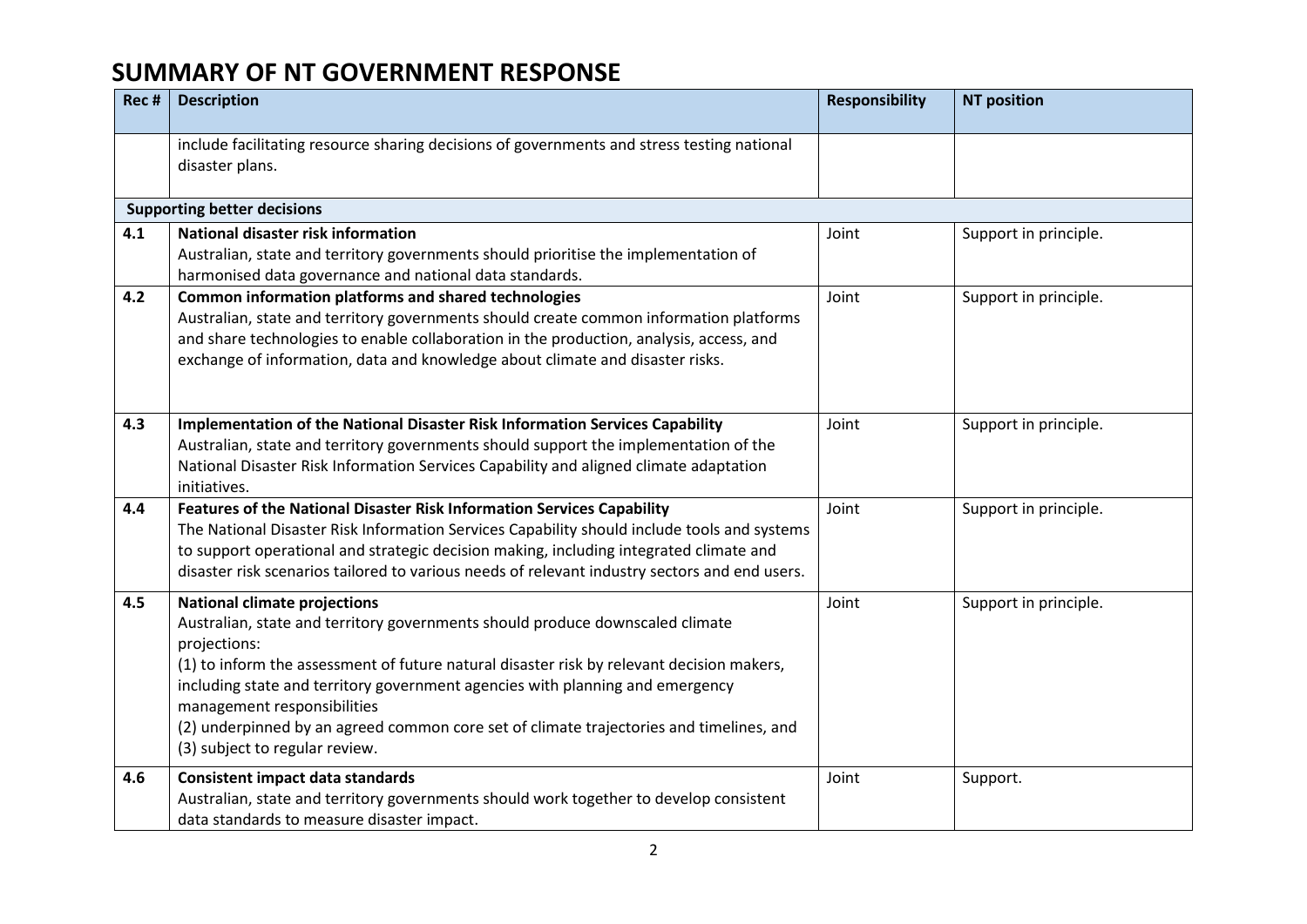# SUMMARY OF NT GOVERNMENT RESPONSE

| Rec # | Description | Responsibility | NT position |
|---|---|---|---|
| | include facilitating resource sharing decisions of governments and stress testing national disaster plans. | | |
| **Supporting better decisions** | | | |
| **4.1** | **National disaster risk information**<br>Australian, state and territory governments should prioritise the implementation of harmonised data governance and national data standards. | Joint | Support in principle. |
| **4.2** | **Common information platforms and shared technologies**<br>Australian, state and territory governments should create common information platforms and share technologies to enable collaboration in the production, analysis, access, and exchange of information, data and knowledge about climate and disaster risks. | Joint | Support in principle. |
| **4.3** | **Implementation of the National Disaster Risk Information Services Capability**<br>Australian, state and territory governments should support the implementation of the National Disaster Risk Information Services Capability and aligned climate adaptation initiatives. | Joint | Support in principle. |
| **4.4** | **Features of the National Disaster Risk Information Services Capability**<br>The National Disaster Risk Information Services Capability should include tools and systems to support operational and strategic decision making, including integrated climate and disaster risk scenarios tailored to various needs of relevant industry sectors and end users. | Joint | Support in principle. |
| **4.5** | **National climate projections**<br>Australian, state and territory governments should produce downscaled climate projections:<br>(1) to inform the assessment of future natural disaster risk by relevant decision makers, including state and territory government agencies with planning and emergency management responsibilities<br>(2) underpinned by an agreed common core set of climate trajectories and timelines, and<br>(3) subject to regular review. | Joint | Support in principle. |
| **4.6** | **Consistent impact data standards**<br>Australian, state and territory governments should work together to develop consistent data standards to measure disaster impact. | Joint | Support. |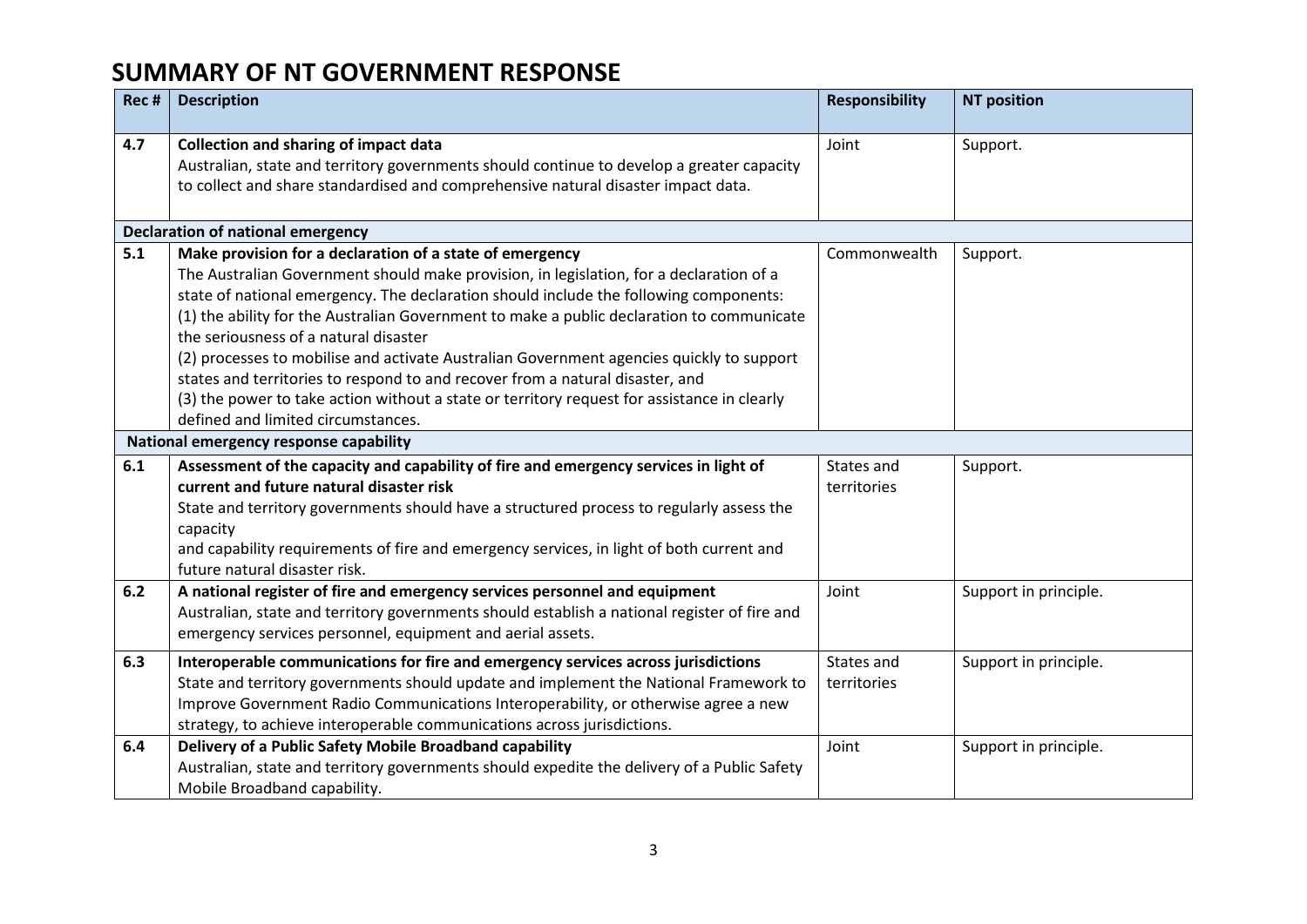# SUMMARY OF NT GOVERNMENT RESPONSE

| Rec # | Description | Responsibility | NT position |
|---|---|---|---|
| 4.7 | **Collection and sharing of impact data**<br>Australian, state and territory governments should continue to develop a greater capacity to collect and share standardised and comprehensive natural disaster impact data. | Joint | Support. |
| **Declaration of national emergency** | | | |
| 5.1 | **Make provision for a declaration of a state of emergency**<br>The Australian Government should make provision, in legislation, for a declaration of a state of national emergency. The declaration should include the following components:<br>(1) the ability for the Australian Government to make a public declaration to communicate the seriousness of a natural disaster<br>(2) processes to mobilise and activate Australian Government agencies quickly to support states and territories to respond to and recover from a natural disaster, and<br>(3) the power to take action without a state or territory request for assistance in clearly defined and limited circumstances. | Commonwealth | Support. |
| **National emergency response capability** | | | |
| 6.1 | **Assessment of the capacity and capability of fire and emergency services in light of current and future natural disaster risk**<br>State and territory governments should have a structured process to regularly assess the capacity<br>and capability requirements of fire and emergency services, in light of both current and future natural disaster risk. | States and territories | Support. |
| 6.2 | **A national register of fire and emergency services personnel and equipment**<br>Australian, state and territory governments should establish a national register of fire and emergency services personnel, equipment and aerial assets. | Joint | Support in principle. |
| 6.3 | **Interoperable communications for fire and emergency services across jurisdictions**<br>State and territory governments should update and implement the National Framework to Improve Government Radio Communications Interoperability, or otherwise agree a new strategy, to achieve interoperable communications across jurisdictions. | States and territories | Support in principle. |
| 6.4 | **Delivery of a Public Safety Mobile Broadband capability**<br>Australian, state and territory governments should expedite the delivery of a Public Safety Mobile Broadband capability. | Joint | Support in principle. |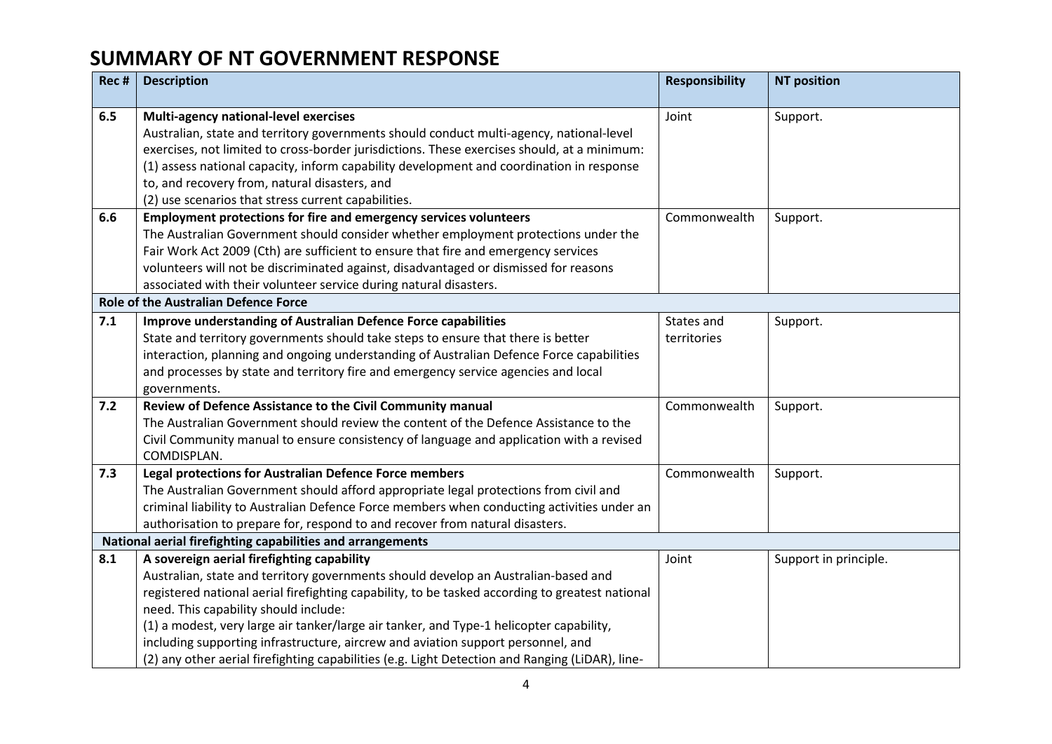# SUMMARY OF NT GOVERNMENT RESPONSE

| Rec # | Description | Responsibility | NT position |
|---|---|---|---|
| 6.5 | **Multi-agency national-level exercises**<br>Australian, state and territory governments should conduct multi-agency, national-level exercises, not limited to cross-border jurisdictions. These exercises should, at a minimum:<br>(1) assess national capacity, inform capability development and coordination in response to, and recovery from, natural disasters, and<br>(2) use scenarios that stress current capabilities. | Joint | Support. |
| 6.6 | **Employment protections for fire and emergency services volunteers**<br>The Australian Government should consider whether employment protections under the Fair Work Act 2009 (Cth) are sufficient to ensure that fire and emergency services volunteers will not be discriminated against, disadvantaged or dismissed for reasons associated with their volunteer service during natural disasters. | Commonwealth | Support. |
| **Role of the Australian Defence Force** | | | |
| 7.1 | **Improve understanding of Australian Defence Force capabilities**<br>State and territory governments should take steps to ensure that there is better interaction, planning and ongoing understanding of Australian Defence Force capabilities and processes by state and territory fire and emergency service agencies and local governments. | States and territories | Support. |
| 7.2 | **Review of Defence Assistance to the Civil Community manual**<br>The Australian Government should review the content of the Defence Assistance to the Civil Community manual to ensure consistency of language and application with a revised COMDISPLAN. | Commonwealth | Support. |
| 7.3 | **Legal protections for Australian Defence Force members**<br>The Australian Government should afford appropriate legal protections from civil and criminal liability to Australian Defence Force members when conducting activities under an authorisation to prepare for, respond to and recover from natural disasters. | Commonwealth | Support. |
| **National aerial firefighting capabilities and arrangements** | | | |
| 8.1 | **A sovereign aerial firefighting capability**<br>Australian, state and territory governments should develop an Australian-based and registered national aerial firefighting capability, to be tasked according to greatest national need. This capability should include:<br>(1) a modest, very large air tanker/large air tanker, and Type-1 helicopter capability, including supporting infrastructure, aircrew and aviation support personnel, and<br>(2) any other aerial firefighting capabilities (e.g. Light Detection and Ranging (LiDAR), line- | Joint | Support in principle. |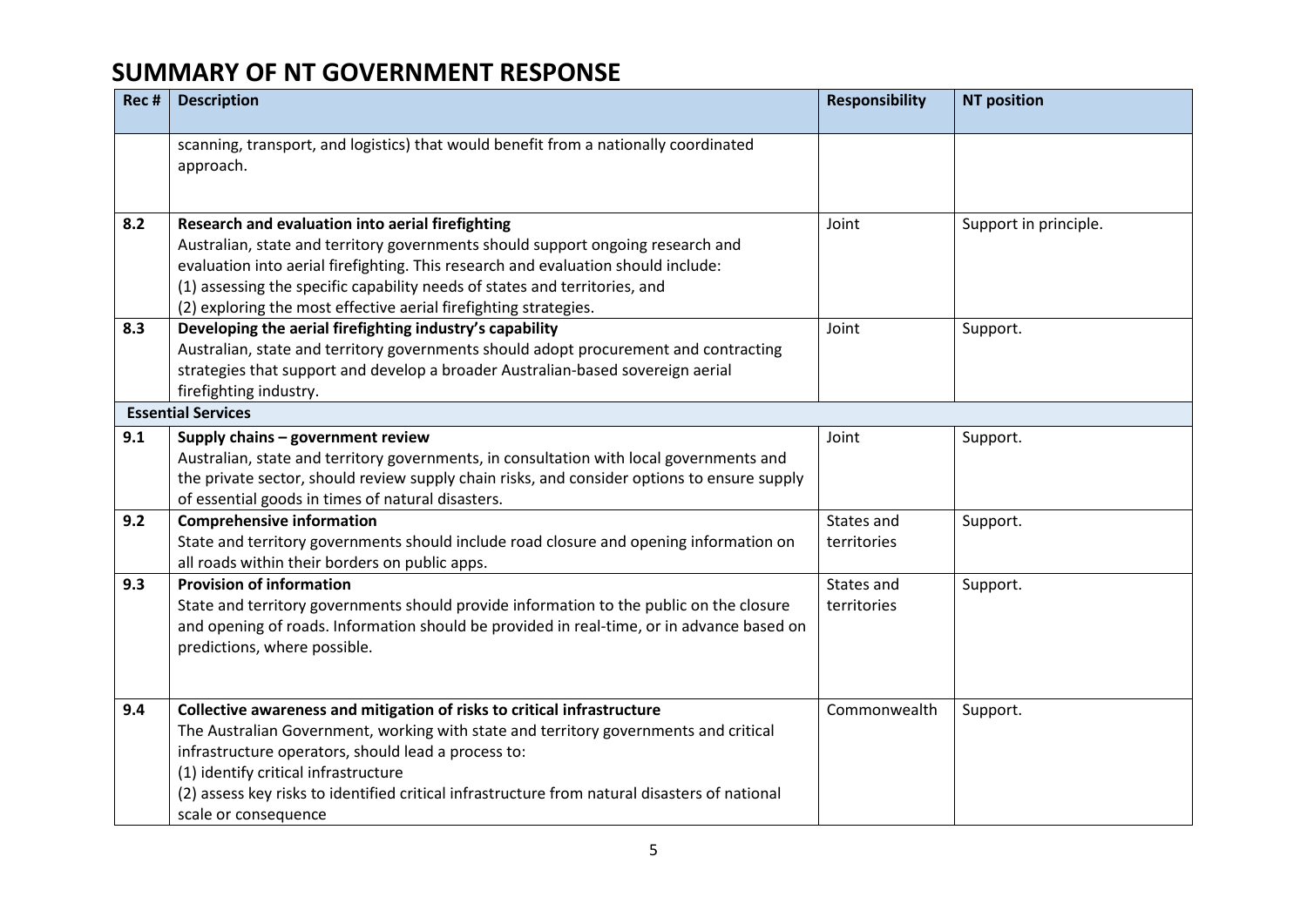# SUMMARY OF NT GOVERNMENT RESPONSE

| Rec # | Description | Responsibility | NT position |
|---|---|---|---|
| | scanning, transport, and logistics) that would benefit from a nationally coordinated approach. | | |
| 8.2 | **Research and evaluation into aerial firefighting**<br>Australian, state and territory governments should support ongoing research and evaluation into aerial firefighting. This research and evaluation should include:<br>(1) assessing the specific capability needs of states and territories, and<br>(2) exploring the most effective aerial firefighting strategies. | Joint | Support in principle. |
| 8.3 | **Developing the aerial firefighting industry's capability**<br>Australian, state and territory governments should adopt procurement and contracting strategies that support and develop a broader Australian-based sovereign aerial firefighting industry. | Joint | Support. |
| **Essential Services** | | | |
| 9.1 | **Supply chains – government review**<br>Australian, state and territory governments, in consultation with local governments and the private sector, should review supply chain risks, and consider options to ensure supply of essential goods in times of natural disasters. | Joint | Support. |
| 9.2 | **Comprehensive information**<br>State and territory governments should include road closure and opening information on all roads within their borders on public apps. | States and territories | Support. |
| 9.3 | **Provision of information**<br>State and territory governments should provide information to the public on the closure and opening of roads. Information should be provided in real-time, or in advance based on predictions, where possible. | States and territories | Support. |
| 9.4 | **Collective awareness and mitigation of risks to critical infrastructure**<br>The Australian Government, working with state and territory governments and critical infrastructure operators, should lead a process to:<br>(1) identify critical infrastructure<br>(2) assess key risks to identified critical infrastructure from natural disasters of national scale or consequence | Commonwealth | Support. |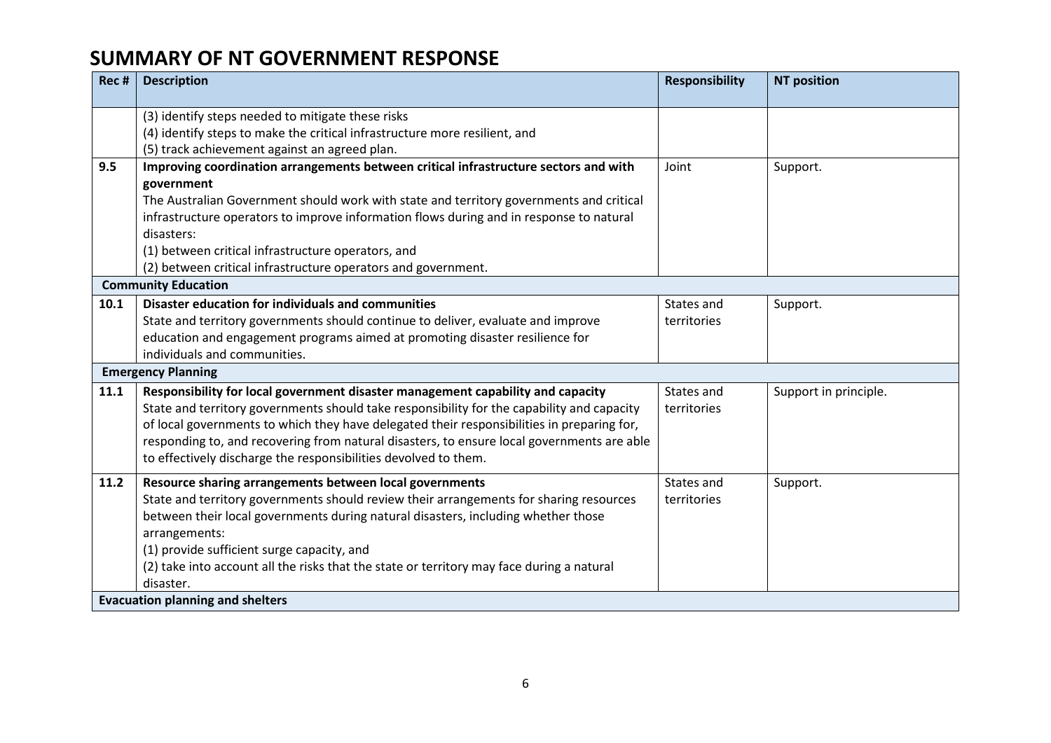# SUMMARY OF NT GOVERNMENT RESPONSE

| Rec # | Description | Responsibility | NT position |
|---|---|---|---|
| | (3) identify steps needed to mitigate these risks<br>(4) identify steps to make the critical infrastructure more resilient, and<br>(5) track achievement against an agreed plan. | | |
| **9.5** | **Improving coordination arrangements between critical infrastructure sectors and with government**<br>The Australian Government should work with state and territory governments and critical infrastructure operators to improve information flows during and in response to natural disasters:<br>(1) between critical infrastructure operators, and<br>(2) between critical infrastructure operators and government. | Joint | Support. |
| | **Community Education** | | |
| **10.1** | **Disaster education for individuals and communities**<br>State and territory governments should continue to deliver, evaluate and improve education and engagement programs aimed at promoting disaster resilience for individuals and communities. | States and territories | Support. |
| | **Emergency Planning** | | |
| **11.1** | **Responsibility for local government disaster management capability and capacity**<br>State and territory governments should take responsibility for the capability and capacity of local governments to which they have delegated their responsibilities in preparing for, responding to, and recovering from natural disasters, to ensure local governments are able to effectively discharge the responsibilities devolved to them. | States and territories | Support in principle. |
| **11.2** | **Resource sharing arrangements between local governments**<br>State and territory governments should review their arrangements for sharing resources between their local governments during natural disasters, including whether those arrangements:<br>(1) provide sufficient surge capacity, and<br>(2) take into account all the risks that the state or territory may face during a natural disaster. | States and territories | Support. |
| | **Evacuation planning and shelters** | | |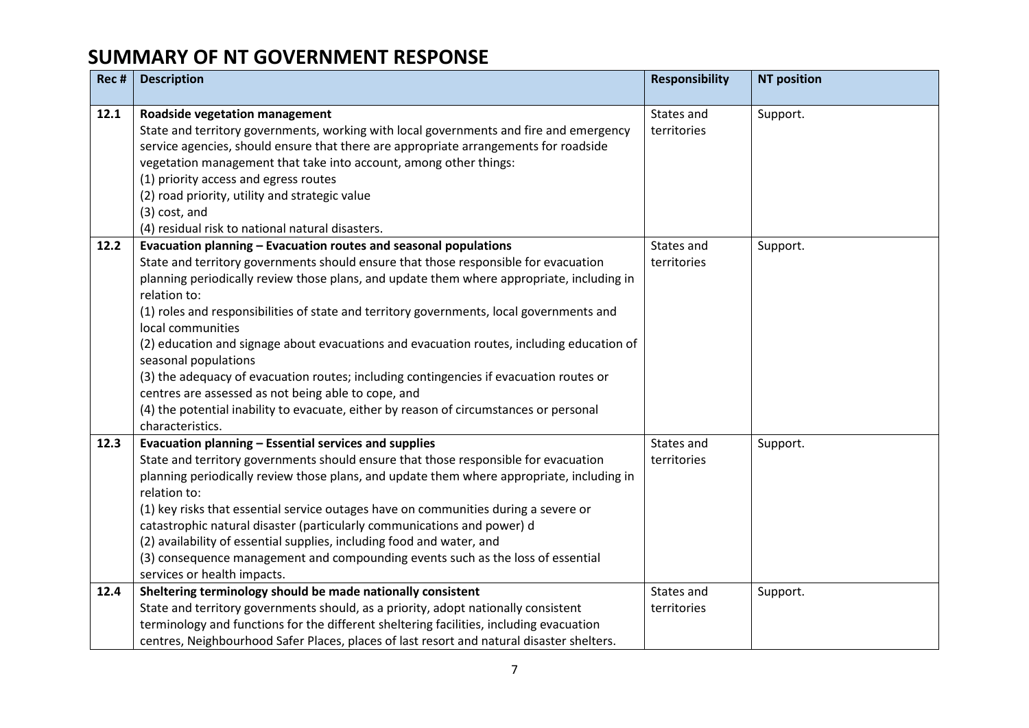# SUMMARY OF NT GOVERNMENT RESPONSE

| Rec # | Description | Responsibility | NT position |
|---|---|---|---|
| 12.1 | **Roadside vegetation management**<br>State and territory governments, working with local governments and fire and emergency service agencies, should ensure that there are appropriate arrangements for roadside vegetation management that take into account, among other things:<br>(1) priority access and egress routes<br>(2) road priority, utility and strategic value<br>(3) cost, and<br>(4) residual risk to national natural disasters. | States and territories | Support. |
| 12.2 | **Evacuation planning – Evacuation routes and seasonal populations**<br>State and territory governments should ensure that those responsible for evacuation planning periodically review those plans, and update them where appropriate, including in relation to:<br>(1) roles and responsibilities of state and territory governments, local governments and local communities<br>(2) education and signage about evacuations and evacuation routes, including education of seasonal populations<br>(3) the adequacy of evacuation routes; including contingencies if evacuation routes or centres are assessed as not being able to cope, and<br>(4) the potential inability to evacuate, either by reason of circumstances or personal characteristics. | States and territories | Support. |
| 12.3 | **Evacuation planning – Essential services and supplies**<br>State and territory governments should ensure that those responsible for evacuation planning periodically review those plans, and update them where appropriate, including in relation to:<br>(1) key risks that essential service outages have on communities during a severe or catastrophic natural disaster (particularly communications and power) d<br>(2) availability of essential supplies, including food and water, and<br>(3) consequence management and compounding events such as the loss of essential services or health impacts. | States and territories | Support. |
| 12.4 | **Sheltering terminology should be made nationally consistent**<br>State and territory governments should, as a priority, adopt nationally consistent terminology and functions for the different sheltering facilities, including evacuation centres, Neighbourhood Safer Places, places of last resort and natural disaster shelters. | States and territories | Support. |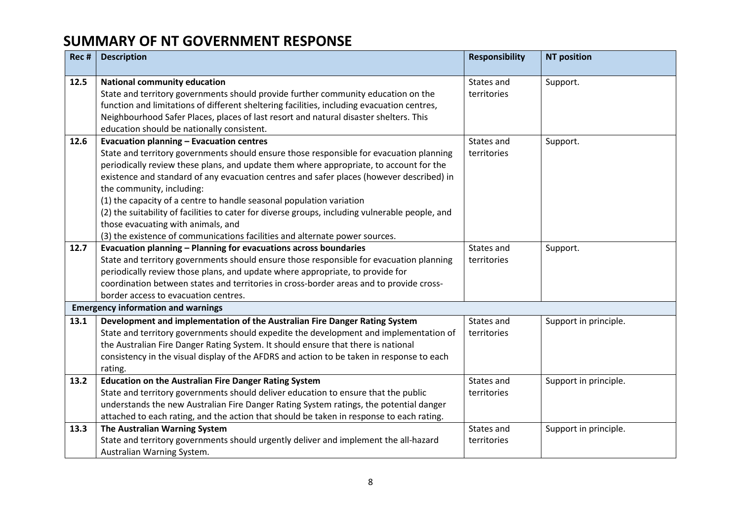# SUMMARY OF NT GOVERNMENT RESPONSE

| Rec # | Description | Responsibility | NT position |
|---|---|---|---|
| 12.5 | **National community education**<br>State and territory governments should provide further community education on the function and limitations of different sheltering facilities, including evacuation centres, Neighbourhood Safer Places, places of last resort and natural disaster shelters. This education should be nationally consistent. | States and territories | Support. |
| 12.6 | **Evacuation planning – Evacuation centres**<br>State and territory governments should ensure those responsible for evacuation planning periodically review these plans, and update them where appropriate, to account for the existence and standard of any evacuation centres and safer places (however described) in the community, including:<br>(1) the capacity of a centre to handle seasonal population variation<br>(2) the suitability of facilities to cater for diverse groups, including vulnerable people, and those evacuating with animals, and<br>(3) the existence of communications facilities and alternate power sources. | States and territories | Support. |
| 12.7 | **Evacuation planning – Planning for evacuations across boundaries**<br>State and territory governments should ensure those responsible for evacuation planning periodically review those plans, and update where appropriate, to provide for coordination between states and territories in cross-border areas and to provide cross-border access to evacuation centres. | States and territories | Support. |
| **Emergency information and warnings** | | | |
| 13.1 | **Development and implementation of the Australian Fire Danger Rating System**<br>State and territory governments should expedite the development and implementation of the Australian Fire Danger Rating System. It should ensure that there is national consistency in the visual display of the AFDRS and action to be taken in response to each rating. | States and territories | Support in principle. |
| 13.2 | **Education on the Australian Fire Danger Rating System**<br>State and territory governments should deliver education to ensure that the public understands the new Australian Fire Danger Rating System ratings, the potential danger attached to each rating, and the action that should be taken in response to each rating. | States and territories | Support in principle. |
| 13.3 | **The Australian Warning System**<br>State and territory governments should urgently deliver and implement the all-hazard Australian Warning System. | States and territories | Support in principle. |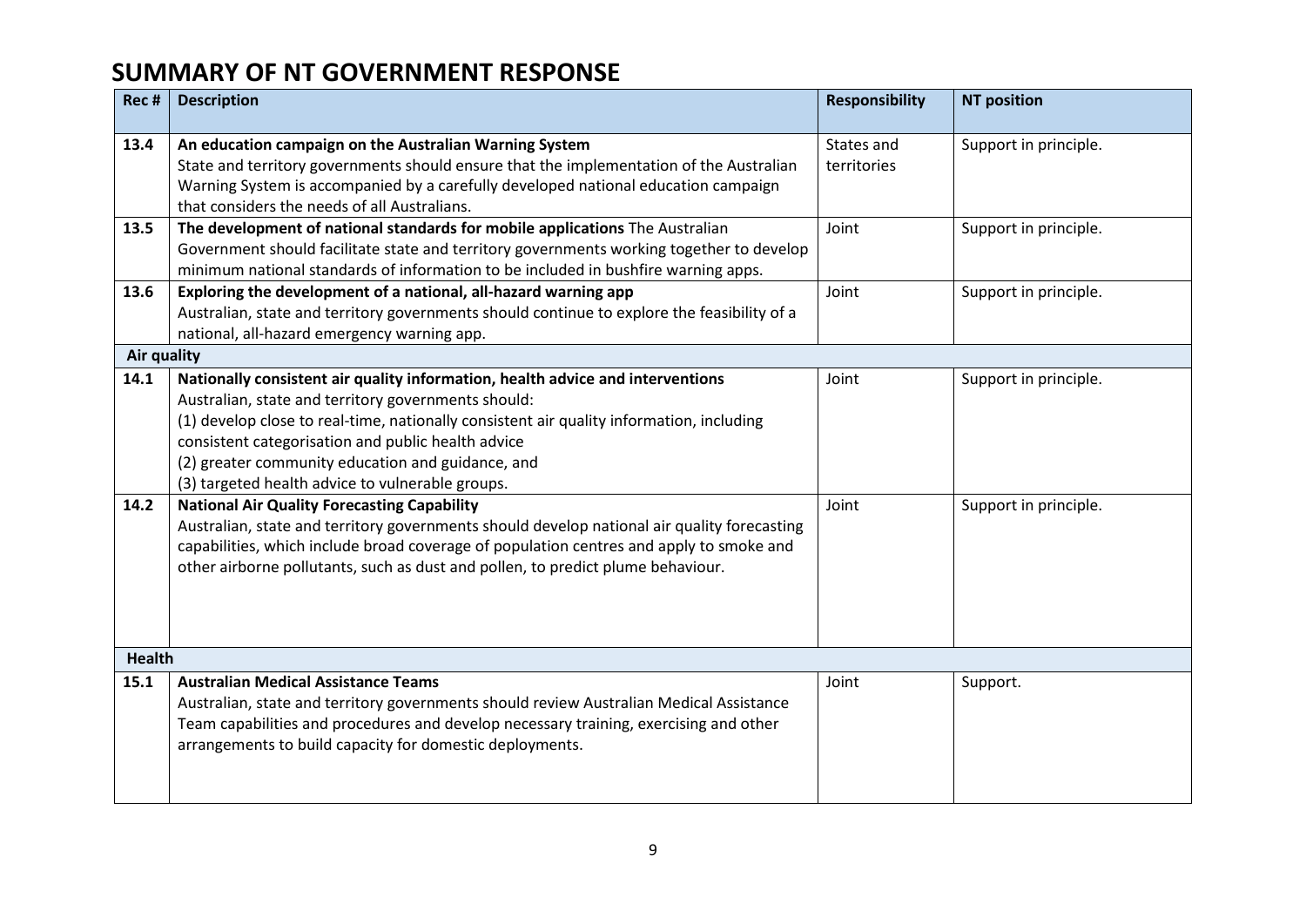# SUMMARY OF NT GOVERNMENT RESPONSE

| Rec # | Description | Responsibility | NT position |
|---|---|---|---|
| 13.4 | **An education campaign on the Australian Warning System** State and territory governments should ensure that the implementation of the Australian Warning System is accompanied by a carefully developed national education campaign that considers the needs of all Australians. | States and territories | Support in principle. |
| 13.5 | **The development of national standards for mobile applications** The Australian Government should facilitate state and territory governments working together to develop minimum national standards of information to be included in bushfire warning apps. | Joint | Support in principle. |
| 13.6 | **Exploring the development of a national, all-hazard warning app** Australian, state and territory governments should continue to explore the feasibility of a national, all-hazard emergency warning app. | Joint | Support in principle. |
| **Air quality** | | | |
| 14.1 | **Nationally consistent air quality information, health advice and interventions** Australian, state and territory governments should: (1) develop close to real-time, nationally consistent air quality information, including consistent categorisation and public health advice (2) greater community education and guidance, and (3) targeted health advice to vulnerable groups. | Joint | Support in principle. |
| 14.2 | **National Air Quality Forecasting Capability** Australian, state and territory governments should develop national air quality forecasting capabilities, which include broad coverage of population centres and apply to smoke and other airborne pollutants, such as dust and pollen, to predict plume behaviour. | Joint | Support in principle. |
| **Health** | | | |
| 15.1 | **Australian Medical Assistance Teams** Australian, state and territory governments should review Australian Medical Assistance Team capabilities and procedures and develop necessary training, exercising and other arrangements to build capacity for domestic deployments. | Joint | Support. |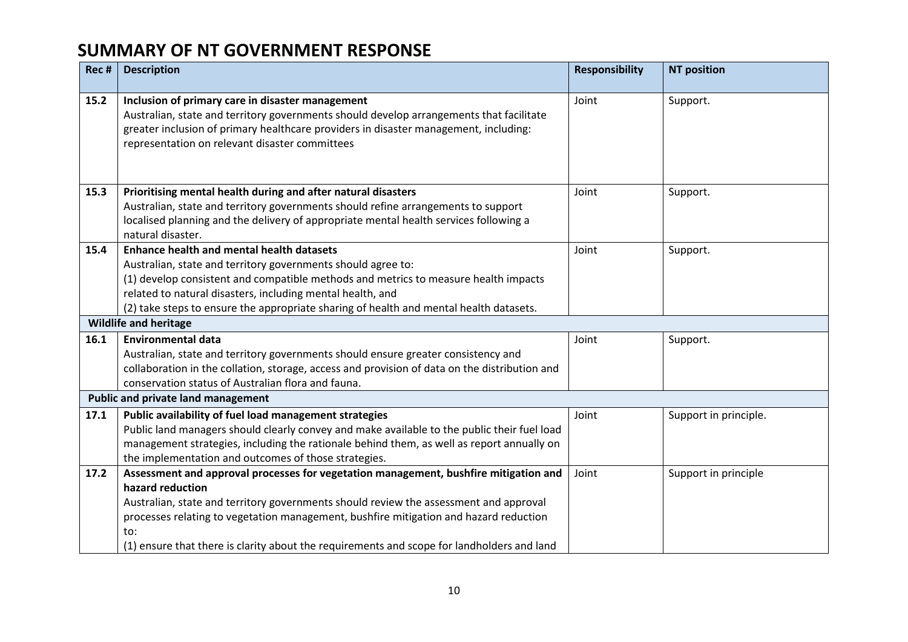# SUMMARY OF NT GOVERNMENT RESPONSE

| Rec # | Description | Responsibility | NT position |
|---|---|---|---|
| 15.2 | **Inclusion of primary care in disaster management**<br>Australian, state and territory governments should develop arrangements that facilitate greater inclusion of primary healthcare providers in disaster management, including: representation on relevant disaster committees | Joint | Support. |
| 15.3 | **Prioritising mental health during and after natural disasters**<br>Australian, state and territory governments should refine arrangements to support localised planning and the delivery of appropriate mental health services following a natural disaster. | Joint | Support. |
| 15.4 | **Enhance health and mental health datasets**<br>Australian, state and territory governments should agree to:<br>(1) develop consistent and compatible methods and metrics to measure health impacts related to natural disasters, including mental health, and<br>(2) take steps to ensure the appropriate sharing of health and mental health datasets. | Joint | Support. |
| **Wildlife and heritage** | | | |
| 16.1 | **Environmental data**<br>Australian, state and territory governments should ensure greater consistency and collaboration in the collation, storage, access and provision of data on the distribution and conservation status of Australian flora and fauna. | Joint | Support. |
| **Public and private land management** | | | |
| 17.1 | **Public availability of fuel load management strategies**<br>Public land managers should clearly convey and make available to the public their fuel load management strategies, including the rationale behind them, as well as report annually on the implementation and outcomes of those strategies. | Joint | Support in principle. |
| 17.2 | **Assessment and approval processes for vegetation management, bushfire mitigation and hazard reduction**<br>Australian, state and territory governments should review the assessment and approval processes relating to vegetation management, bushfire mitigation and hazard reduction to:<br>(1) ensure that there is clarity about the requirements and scope for landholders and land | Joint | Support in principle |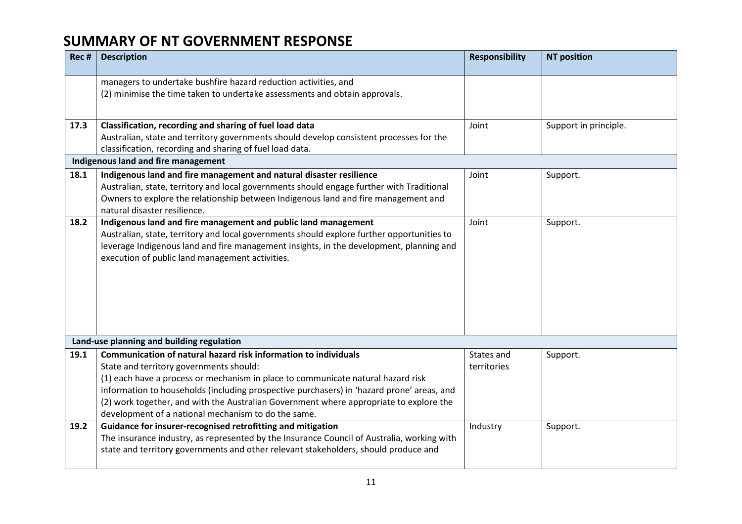# SUMMARY OF NT GOVERNMENT RESPONSE

| Rec # | Description | Responsibility | NT position |
|---|---|---|---|
| | managers to undertake bushfire hazard reduction activities, and<br>(2) minimise the time taken to undertake assessments and obtain approvals. | | |
| 17.3 | **Classification, recording and sharing of fuel load data**<br>Australian, state and territory governments should develop consistent processes for the classification, recording and sharing of fuel load data. | Joint | Support in principle. |
| **Indigenous land and fire management** | | | |
| 18.1 | **Indigenous land and fire management and natural disaster resilience**<br>Australian, state, territory and local governments should engage further with Traditional Owners to explore the relationship between Indigenous land and fire management and natural disaster resilience. | Joint | Support. |
| 18.2 | **Indigenous land and fire management and public land management**<br>Australian, state, territory and local governments should explore further opportunities to leverage Indigenous land and fire management insights, in the development, planning and execution of public land management activities. | Joint | Support. |
| **Land-use planning and building regulation** | | | |
| 19.1 | **Communication of natural hazard risk information to individuals**<br>State and territory governments should:<br>(1) each have a process or mechanism in place to communicate natural hazard risk information to households (including prospective purchasers) in 'hazard prone' areas, and<br>(2) work together, and with the Australian Government where appropriate to explore the development of a national mechanism to do the same. | States and territories | Support. |
| 19.2 | **Guidance for insurer-recognised retrofitting and mitigation**<br>The insurance industry, as represented by the Insurance Council of Australia, working with state and territory governments and other relevant stakeholders, should produce and | Industry | Support. |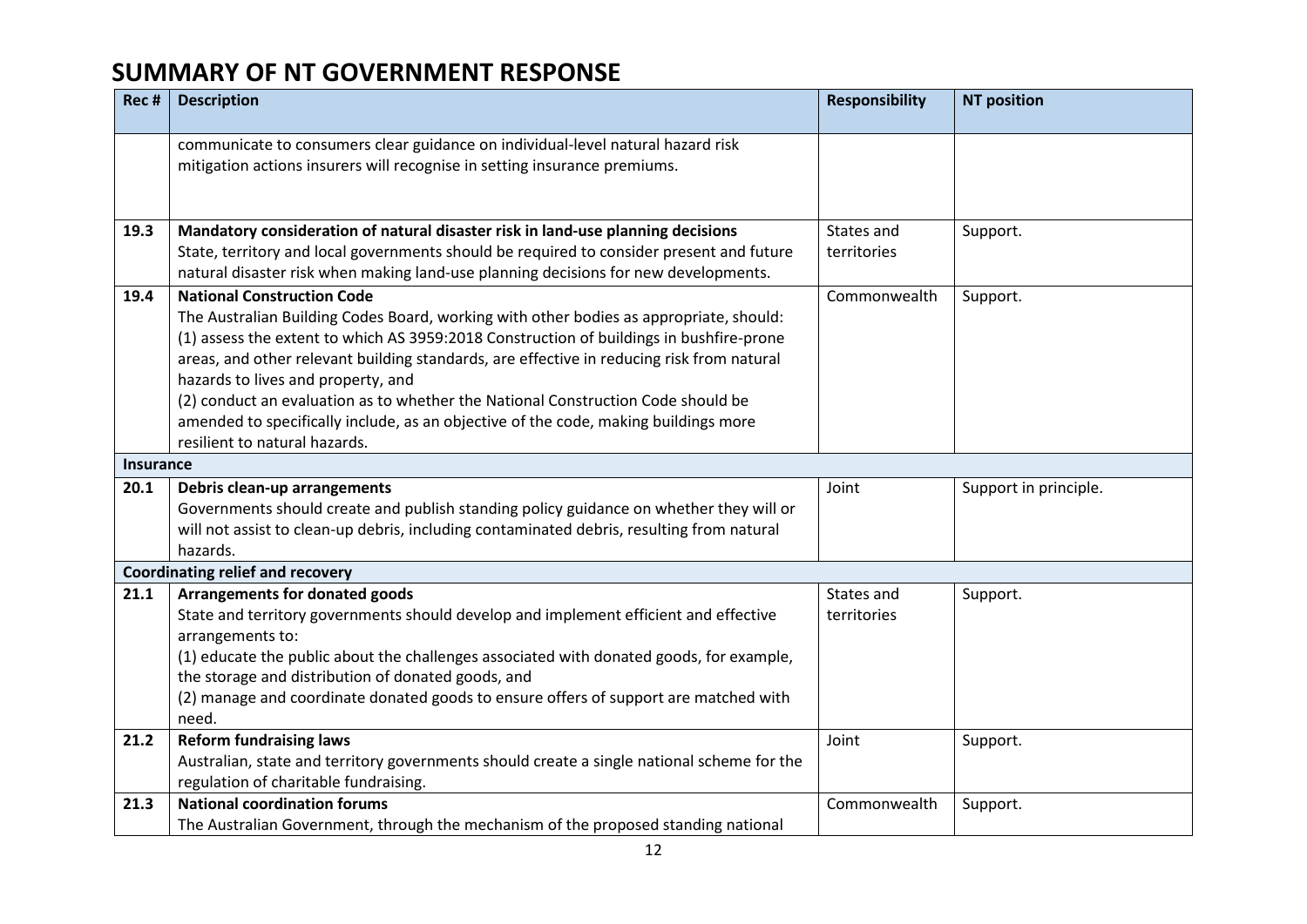# SUMMARY OF NT GOVERNMENT RESPONSE

| Rec # | Description | Responsibility | NT position |
|---|---|---|---|
| | communicate to consumers clear guidance on individual-level natural hazard risk mitigation actions insurers will recognise in setting insurance premiums. | | |
| 19.3 | **Mandatory consideration of natural disaster risk in land-use planning decisions**<br>State, territory and local governments should be required to consider present and future natural disaster risk when making land-use planning decisions for new developments. | States and territories | Support. |
| 19.4 | **National Construction Code**<br>The Australian Building Codes Board, working with other bodies as appropriate, should:<br>(1) assess the extent to which AS 3959:2018 Construction of buildings in bushfire-prone areas, and other relevant building standards, are effective in reducing risk from natural hazards to lives and property, and<br>(2) conduct an evaluation as to whether the National Construction Code should be amended to specifically include, as an objective of the code, making buildings more resilient to natural hazards. | Commonwealth | Support. |
| **Insurance** | | | |
| 20.1 | **Debris clean-up arrangements**<br>Governments should create and publish standing policy guidance on whether they will or will not assist to clean-up debris, including contaminated debris, resulting from natural hazards. | Joint | Support in principle. |
| **Coordinating relief and recovery** | | | |
| 21.1 | **Arrangements for donated goods**<br>State and territory governments should develop and implement efficient and effective arrangements to:<br>(1) educate the public about the challenges associated with donated goods, for example, the storage and distribution of donated goods, and<br>(2) manage and coordinate donated goods to ensure offers of support are matched with need. | States and territories | Support. |
| 21.2 | **Reform fundraising laws**<br>Australian, state and territory governments should create a single national scheme for the regulation of charitable fundraising. | Joint | Support. |
| 21.3 | **National coordination forums**<br>The Australian Government, through the mechanism of the proposed standing national | Commonwealth | Support. |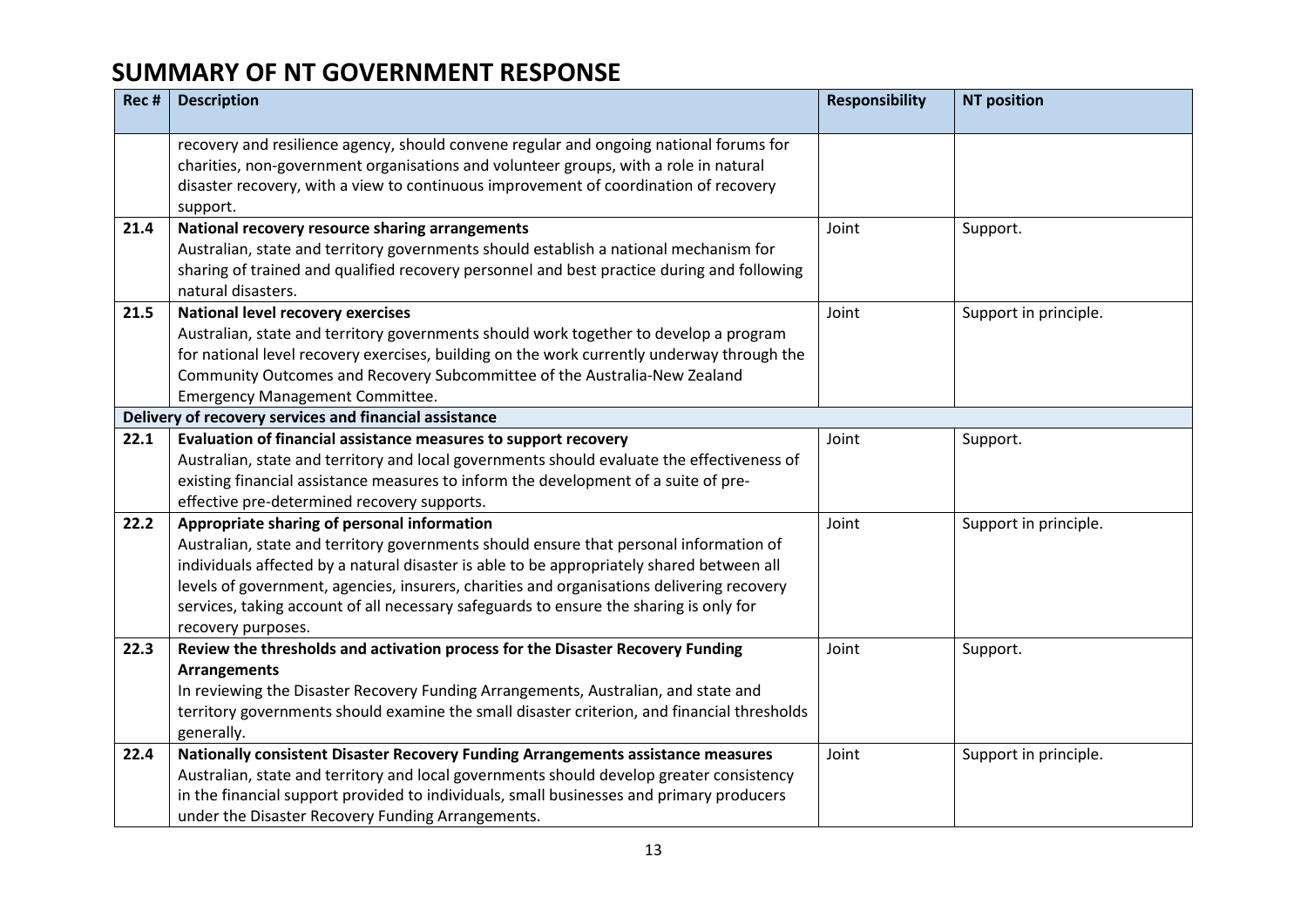# SUMMARY OF NT GOVERNMENT RESPONSE

| Rec # | Description | Responsibility | NT position |
|---|---|---|---|
| | recovery and resilience agency, should convene regular and ongoing national forums for charities, non-government organisations and volunteer groups, with a role in natural disaster recovery, with a view to continuous improvement of coordination of recovery support. | | |
| **21.4** | **National recovery resource sharing arrangements**<br>Australian, state and territory governments should establish a national mechanism for sharing of trained and qualified recovery personnel and best practice during and following natural disasters. | Joint | Support. |
| **21.5** | **National level recovery exercises**<br>Australian, state and territory governments should work together to develop a program for national level recovery exercises, building on the work currently underway through the Community Outcomes and Recovery Subcommittee of the Australia-New Zealand Emergency Management Committee. | Joint | Support in principle. |
| **Delivery of recovery services and financial assistance** | | | |
| **22.1** | **Evaluation of financial assistance measures to support recovery**<br>Australian, state and territory and local governments should evaluate the effectiveness of existing financial assistance measures to inform the development of a suite of pre-effective pre-determined recovery supports. | Joint | Support. |
| **22.2** | **Appropriate sharing of personal information**<br>Australian, state and territory governments should ensure that personal information of individuals affected by a natural disaster is able to be appropriately shared between all levels of government, agencies, insurers, charities and organisations delivering recovery services, taking account of all necessary safeguards to ensure the sharing is only for recovery purposes. | Joint | Support in principle. |
| **22.3** | **Review the thresholds and activation process for the Disaster Recovery Funding Arrangements**<br>In reviewing the Disaster Recovery Funding Arrangements, Australian, and state and territory governments should examine the small disaster criterion, and financial thresholds generally. | Joint | Support. |
| **22.4** | **Nationally consistent Disaster Recovery Funding Arrangements assistance measures**<br>Australian, state and territory and local governments should develop greater consistency in the financial support provided to individuals, small businesses and primary producers under the Disaster Recovery Funding Arrangements. | Joint | Support in principle. |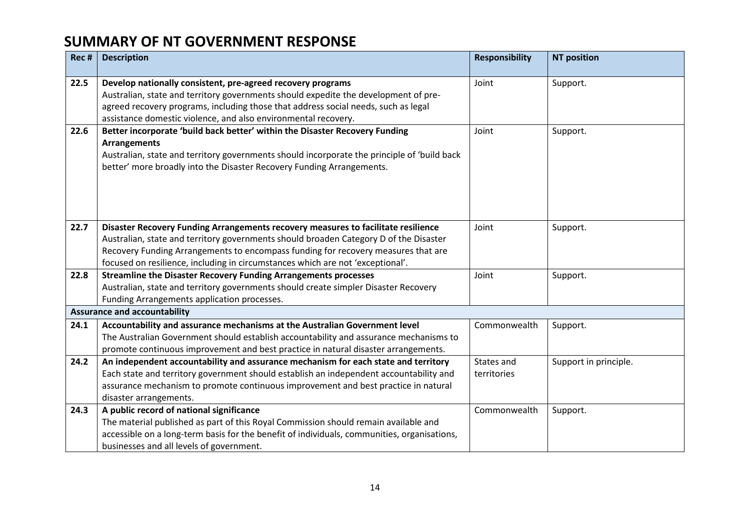# SUMMARY OF NT GOVERNMENT RESPONSE

| Rec # | Description | Responsibility | NT position |
|---|---|---|---|
| 22.5 | **Develop nationally consistent, pre-agreed recovery programs**<br>Australian, state and territory governments should expedite the development of pre-agreed recovery programs, including those that address social needs, such as legal assistance domestic violence, and also environmental recovery. | Joint | Support. |
| 22.6 | **Better incorporate 'build back better' within the Disaster Recovery Funding Arrangements**<br>Australian, state and territory governments should incorporate the principle of 'build back better' more broadly into the Disaster Recovery Funding Arrangements. | Joint | Support. |
| 22.7 | **Disaster Recovery Funding Arrangements recovery measures to facilitate resilience**<br>Australian, state and territory governments should broaden Category D of the Disaster Recovery Funding Arrangements to encompass funding for recovery measures that are focused on resilience, including in circumstances which are not 'exceptional'. | Joint | Support. |
| 22.8 | **Streamline the Disaster Recovery Funding Arrangements processes**<br>Australian, state and territory governments should create simpler Disaster Recovery Funding Arrangements application processes. | Joint | Support. |
| **Assurance and accountability** | | | |
| 24.1 | **Accountability and assurance mechanisms at the Australian Government level**<br>The Australian Government should establish accountability and assurance mechanisms to promote continuous improvement and best practice in natural disaster arrangements. | Commonwealth | Support. |
| 24.2 | **An independent accountability and assurance mechanism for each state and territory**<br>Each state and territory government should establish an independent accountability and assurance mechanism to promote continuous improvement and best practice in natural disaster arrangements. | States and territories | Support in principle. |
| 24.3 | **A public record of national significance**<br>The material published as part of this Royal Commission should remain available and accessible on a long-term basis for the benefit of individuals, communities, organisations, businesses and all levels of government. | Commonwealth | Support. |